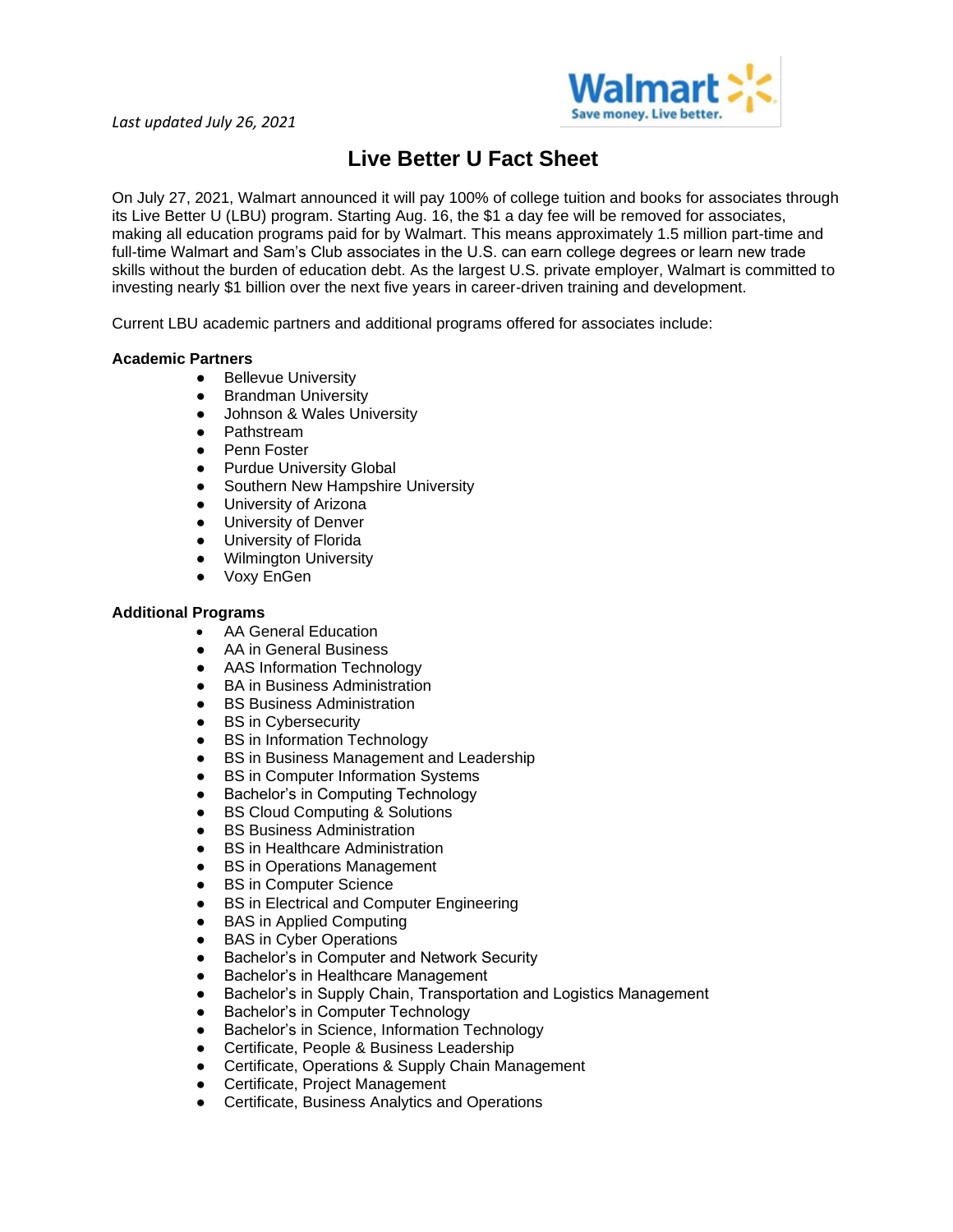*Last updated July 26, 2021*

# Live Better U Fact Sheet

On July 27, 2021, Walmart announced it will pay 100% of college tuition and books for associates through its Live Better U (LBU) program. Starting Aug. 16, the $1 a day fee will be removed for associates, making all education programs paid for by Walmart. This means approximately 1.5 million part-time and full-time Walmart and Sam's Club associates in the U.S. can earn college degrees or learn new trade skills without the burden of education debt. As the largest U.S. private employer, Walmart is committed to investing nearly $1 billion over the next five years in career-driven training and development.

Current LBU academic partners and additional programs offered for associates include:

**Academic Partners**

- Bellevue University
- Brandman University
- Johnson & Wales University
- Pathstream
- Penn Foster
- Purdue University Global
- Southern New Hampshire University
- University of Arizona
- University of Denver
- University of Florida
- Wilmington University
- Voxy EnGen

**Additional Programs**

- AA General Education
- AA in General Business
- AAS Information Technology
- BA in Business Administration
- BS Business Administration
- BS in Cybersecurity
- BS in Information Technology
- BS in Business Management and Leadership
- BS in Computer Information Systems
- Bachelor's in Computing Technology
- BS Cloud Computing & Solutions
- BS Business Administration
- BS in Healthcare Administration
- BS in Operations Management
- BS in Computer Science
- BS in Electrical and Computer Engineering
- BAS in Applied Computing
- BAS in Cyber Operations
- Bachelor's in Computer and Network Security
- Bachelor's in Healthcare Management
- Bachelor's in Supply Chain, Transportation and Logistics Management
- Bachelor's in Computer Technology
- Bachelor's in Science, Information Technology
- Certificate, People & Business Leadership
- Certificate, Operations & Supply Chain Management
- Certificate, Project Management
- Certificate, Business Analytics and Operations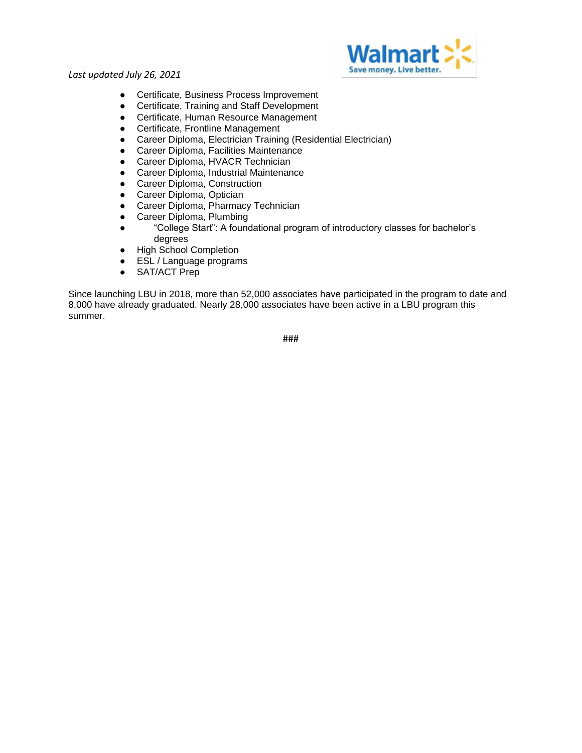*Last updated July 26, 2021*

- Certificate, Business Process Improvement
- Certificate, Training and Staff Development
- Certificate, Human Resource Management
- Certificate, Frontline Management
- Career Diploma, Electrician Training (Residential Electrician)
- Career Diploma, Facilities Maintenance
- Career Diploma, HVACR Technician
- Career Diploma, Industrial Maintenance
- Career Diploma, Construction
- Career Diploma, Optician
- Career Diploma, Pharmacy Technician
- Career Diploma, Plumbing
- "College Start": A foundational program of introductory classes for bachelor's degrees
- High School Completion
- ESL / Language programs
- SAT/ACT Prep

Since launching LBU in 2018, more than 52,000 associates have participated in the program to date and 8,000 have already graduated. Nearly 28,000 associates have been active in a LBU program this summer.

###